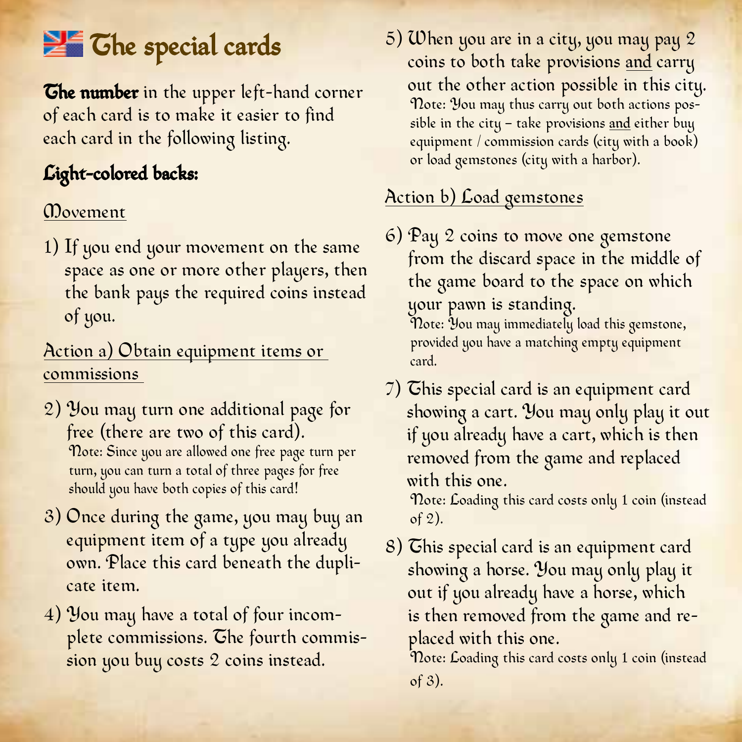# The special cards

**The number** in the upper left-hand corner of each card is to make it easier to find each card in the following listing.

## Light-colored backs:

### Movement

1) If you end your movement on the same space as one or more other players, then the bank pays the required coins instead of you.

### Action a) Obtain equipment items or commissions

2) You may turn one additional page for free (there are two of this card).
   Note: Since you are allowed one free page turn per turn, you can turn a total of three pages for free should you have both copies of this card!

3) Once during the game, you may buy an equipment item of a type you already own. Place this card beneath the duplicate item.

4) You may have a total of four incomplete commissions. The fourth commission you buy costs 2 coins instead.

5) When you are in a city, you may pay 2 coins to both take provisions and carry out the other action possible in this city.
   Note: You may thus carry out both actions possible in the city – take provisions and either buy equipment / commission cards (city with a book) or load gemstones (city with a harbor).

### Action b) Load gemstones

6) Pay 2 coins to move one gemstone from the discard space in the middle of the game board to the space on which your pawn is standing.
   Note: You may immediately load this gemstone, provided you have a matching empty equipment card.

7) This special card is an equipment card showing a cart. You may only play it out if you already have a cart, which is then removed from the game and replaced with this one.
   Note: Loading this card costs only 1 coin (instead of 2).

8) This special card is an equipment card showing a horse. You may only play it out if you already have a horse, which is then removed from the game and replaced with this one.
   Note: Loading this card costs only 1 coin (instead of 3).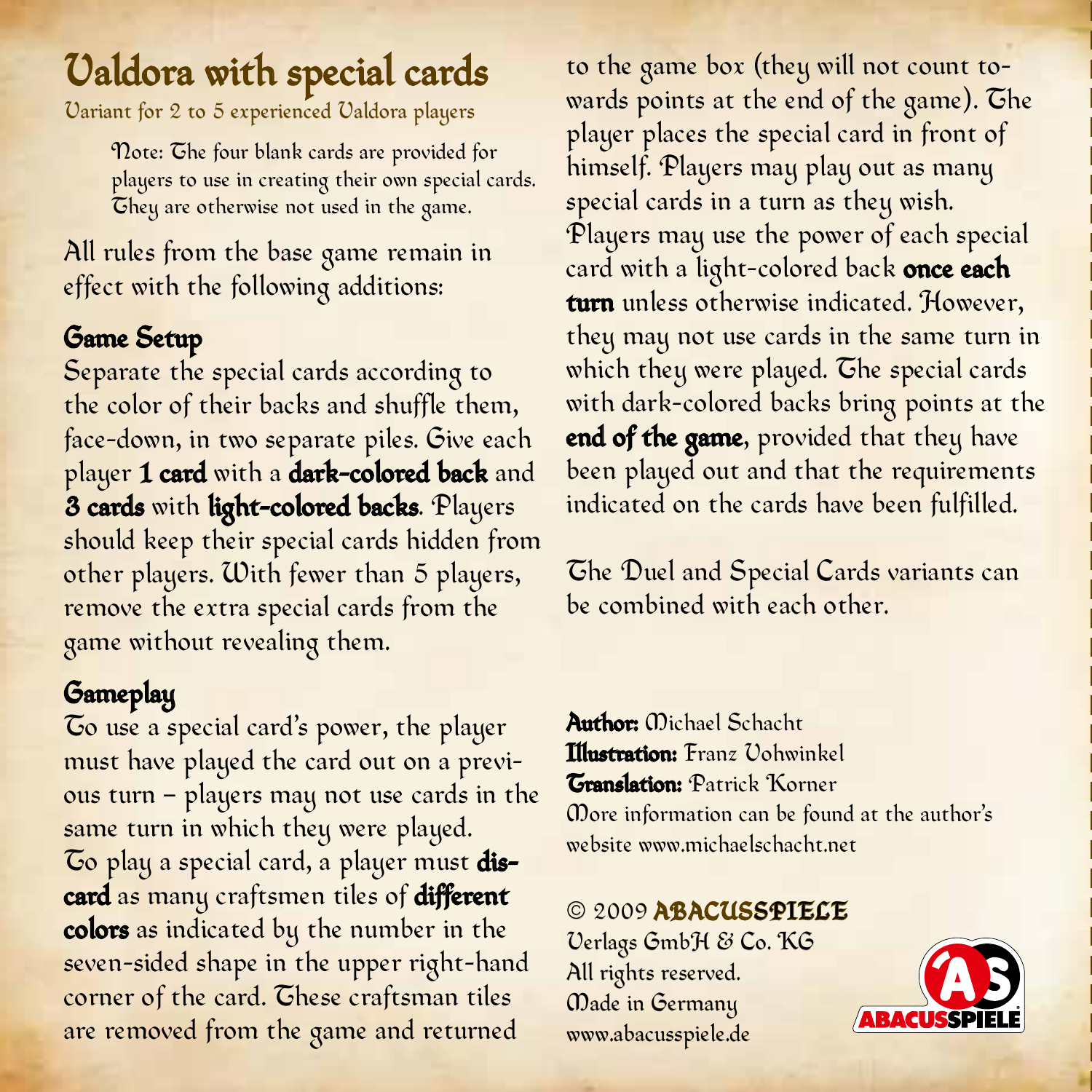# Valdora with special cards

Variant for 2 to 5 experienced Valdora players

> Note: The four blank cards are provided for players to use in creating their own special cards. They are otherwise not used in the game.

All rules from the base game remain in effect with the following additions:

## Game Setup

Separate the special cards according to the color of their backs and shuffle them, face-down, in two separate piles. Give each player **1 card** with a **dark-colored back** and **3 cards** with **light-colored backs**. Players should keep their special cards hidden from other players. With fewer than 5 players, remove the extra special cards from the game without revealing them.

## Gameplay

To use a special card's power, the player must have played the card out on a previous turn – players may not use cards in the same turn in which they were played. To play a special card, a player must **discard** as many craftsmen tiles of **different colors** as indicated by the number in the seven-sided shape in the upper right-hand corner of the card. These craftsman tiles are removed from the game and returned to the game box (they will not count towards points at the end of the game). The player places the special card in front of himself. Players may play out as many special cards in a turn as they wish. Players may use the power of each special card with a light-colored back **once each turn** unless otherwise indicated. However, they may not use cards in the same turn in which they were played. The special cards with dark-colored backs bring points at the **end of the game**, provided that they have been played out and that the requirements indicated on the cards have been fulfilled.

The Duel and Special Cards variants can be combined with each other.

**Author:** Michael Schacht
**Illustration:** Franz Vohwinkel
**Translation:** Patrick Korner
More information can be found at the author's website www.michaelschacht.net

© 2009 ABACUSSPIELE
Verlags GmbH & Co. KG
All rights reserved.
Made in Germany
www.abacusspiele.de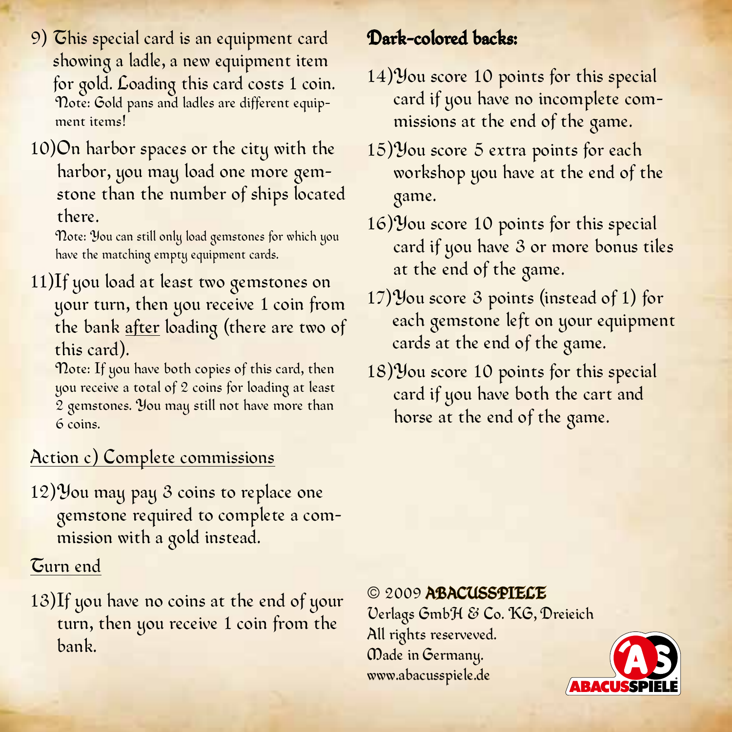9) This special card is an equipment card showing a ladle, a new equipment item for gold. Loading this card costs 1 coin.
   Note: Gold pans and ladles are different equipment items!

10) On harbor spaces or the city with the harbor, you may load one more gemstone than the number of ships located there.
   Note: You can still only load gemstones for which you have the matching empty equipment cards.

11) If you load at least two gemstones on your turn, then you receive 1 coin from the bank <u>after</u> loading (there are two of this card).
   Note: If you have both copies of this card, then you receive a total of 2 coins for loading at least 2 gemstones. You may still not have more than 6 coins.

<u>Action c) Complete commissions</u>

12) You may pay 3 coins to replace one gemstone required to complete a commission with a gold instead.

<u>Turn end</u>

13) If you have no coins at the end of your turn, then you receive 1 coin from the bank.

## Dark-colored backs:

14) You score 10 points for this special card if you have no incomplete commissions at the end of the game.

15) You score 5 extra points for each workshop you have at the end of the game.

16) You score 10 points for this special card if you have 3 or more bonus tiles at the end of the game.

17) You score 3 points (instead of 1) for each gemstone left on your equipment cards at the end of the game.

18) You score 10 points for this special card if you have both the cart and horse at the end of the game.

© 2009 ABACUSSPIELE
Verlags GmbH & Co. KG, Dreieich
All rights reserveved.
Made in Germany.
www.abacusspiele.de